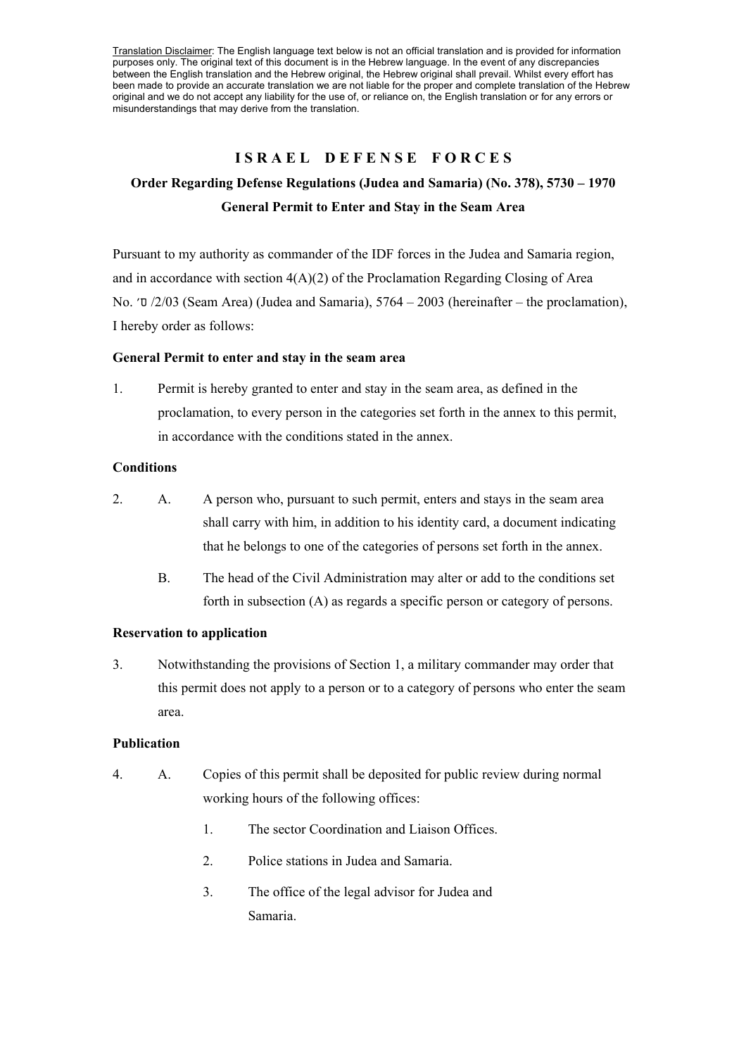Translation Disclaimer: The English language text below is not an official translation and is provided for information purposes only. The original text of this document is in the Hebrew language. In the event of any discrepancies between the English translation and the Hebrew original, the Hebrew original shall prevail. Whilst every effort has been made to provide an accurate translation we are not liable for the proper and complete translation of the Hebrew original and we do not accept any liability for the use of, or reliance on, the English translation or for any errors or misunderstandings that may derive from the translation.

# ISRAEL DEFENSE FORCES

## Order Regarding Defense Regulations (Judea and Samaria) (No. 378), 5730 – 1970

## General Permit to Enter and Stay in the Seam Area

Pursuant to my authority as commander of the IDF forces in the Judea and Samaria region, and in accordance with section 4(A)(2) of the Proclamation Regarding Closing of Area No. ס׳ /2/03 (Seam Area) (Judea and Samaria), 5764 – 2003 (hereinafter – the proclamation), I hereby order as follows:

**General Permit to enter and stay in the seam area**

1. Permit is hereby granted to enter and stay in the seam area, as defined in the proclamation, to every person in the categories set forth in the annex to this permit, in accordance with the conditions stated in the annex.

**Conditions**

2. A. A person who, pursuant to such permit, enters and stays in the seam area shall carry with him, in addition to his identity card, a document indicating that he belongs to one of the categories of persons set forth in the annex.

   B. The head of the Civil Administration may alter or add to the conditions set forth in subsection (A) as regards a specific person or category of persons.

**Reservation to application**

3. Notwithstanding the provisions of Section 1, a military commander may order that this permit does not apply to a person or to a category of persons who enter the seam area.

**Publication**

4. A. Copies of this permit shall be deposited for public review during normal working hours of the following offices:

   1. The sector Coordination and Liaison Offices.
   2. Police stations in Judea and Samaria.
   3. The office of the legal advisor for Judea and Samaria.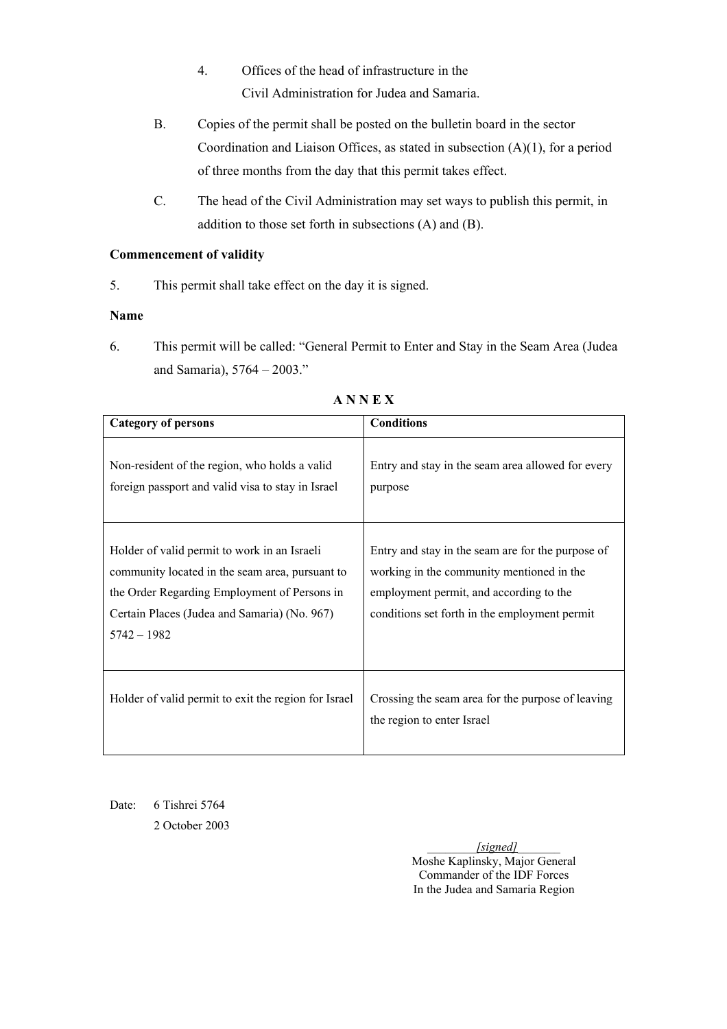4. Offices of the head of infrastructure in the Civil Administration for Judea and Samaria.

B. Copies of the permit shall be posted on the bulletin board in the sector Coordination and Liaison Offices, as stated in subsection (A)(1), for a period of three months from the day that this permit takes effect.

C. The head of the Civil Administration may set ways to publish this permit, in addition to those set forth in subsections (A) and (B).

**Commencement of validity**

5. This permit shall take effect on the day it is signed.

**Name**

6. This permit will be called: "General Permit to Enter and Stay in the Seam Area (Judea and Samaria), 5764 – 2003."

**A N N E X**

| Category of persons | Conditions |
|---|---|
| Non-resident of the region, who holds a valid foreign passport and valid visa to stay in Israel | Entry and stay in the seam area allowed for every purpose |
| Holder of valid permit to work in an Israeli community located in the seam area, pursuant to the Order Regarding Employment of Persons in Certain Places (Judea and Samaria) (No. 967) 5742 – 1982 | Entry and stay in the seam are for the purpose of working in the community mentioned in the employment permit, and according to the conditions set forth in the employment permit |
| Holder of valid permit to exit the region for Israel | Crossing the seam area for the purpose of leaving the region to enter Israel |

Date: 6 Tishrei 5764
2 October 2003

*[signed]*
Moshe Kaplinsky, Major General
Commander of the IDF Forces
In the Judea and Samaria Region